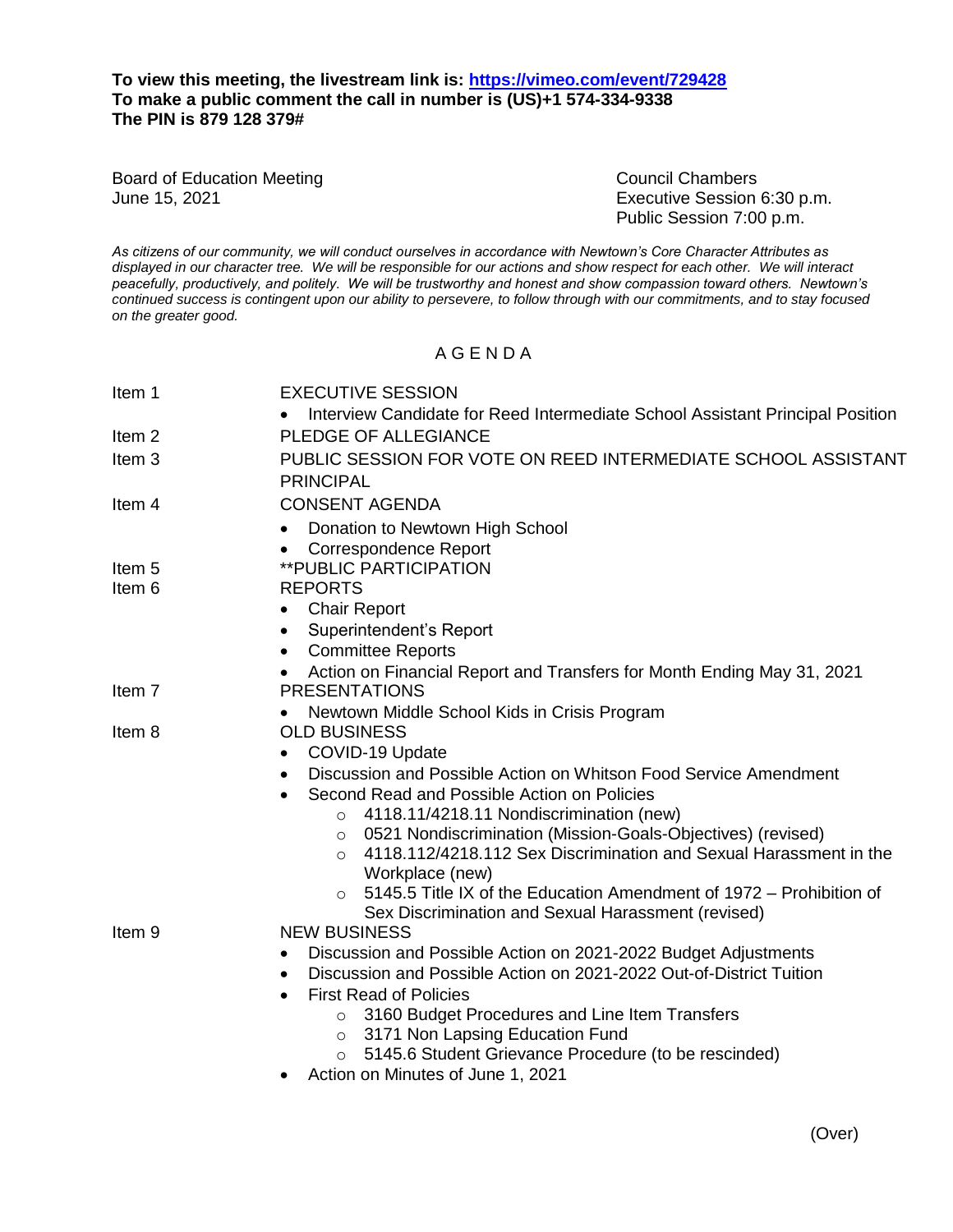**To view this meeting, the livestream link is: [https://vimeo.com/event/729428](https://vimeo.com/event/729428)**
**To make a public comment the call in number is (US)+1 574-334-9338**
**The PIN is 879 128 379#**

Board of Education Meeting
June 15, 2021

Council Chambers
Executive Session 6:30 p.m.
Public Session 7:00 p.m.

*As citizens of our community, we will conduct ourselves in accordance with Newtown's Core Character Attributes as displayed in our character tree. We will be responsible for our actions and show respect for each other. We will interact peacefully, productively, and politely. We will be trustworthy and honest and show compassion toward others. Newtown's continued success is contingent upon our ability to persevere, to follow through with our commitments, and to stay focused on the greater good.*

## A G E N D A

Item 1 — EXECUTIVE SESSION
- Interview Candidate for Reed Intermediate School Assistant Principal Position

Item 2 — PLEDGE OF ALLEGIANCE

Item 3 — PUBLIC SESSION FOR VOTE ON REED INTERMEDIATE SCHOOL ASSISTANT PRINCIPAL

Item 4 — CONSENT AGENDA
- Donation to Newtown High School
- Correspondence Report

Item 5 — **PUBLIC PARTICIPATION

Item 6 — REPORTS
- Chair Report
- Superintendent's Report
- Committee Reports
- Action on Financial Report and Transfers for Month Ending May 31, 2021

Item 7 — PRESENTATIONS
- Newtown Middle School Kids in Crisis Program

Item 8 — OLD BUSINESS
- COVID-19 Update
- Discussion and Possible Action on Whitson Food Service Amendment
- Second Read and Possible Action on Policies
  - 4118.11/4218.11 Nondiscrimination (new)
  - 0521 Nondiscrimination (Mission-Goals-Objectives) (revised)
  - 4118.112/4218.112 Sex Discrimination and Sexual Harassment in the Workplace (new)
  - 5145.5 Title IX of the Education Amendment of 1972 – Prohibition of Sex Discrimination and Sexual Harassment (revised)

Item 9 — NEW BUSINESS
- Discussion and Possible Action on 2021-2022 Budget Adjustments
- Discussion and Possible Action on 2021-2022 Out-of-District Tuition
- First Read of Policies
  - 3160 Budget Procedures and Line Item Transfers
  - 3171 Non Lapsing Education Fund
  - 5145.6 Student Grievance Procedure (to be rescinded)
- Action on Minutes of June 1, 2021

(Over)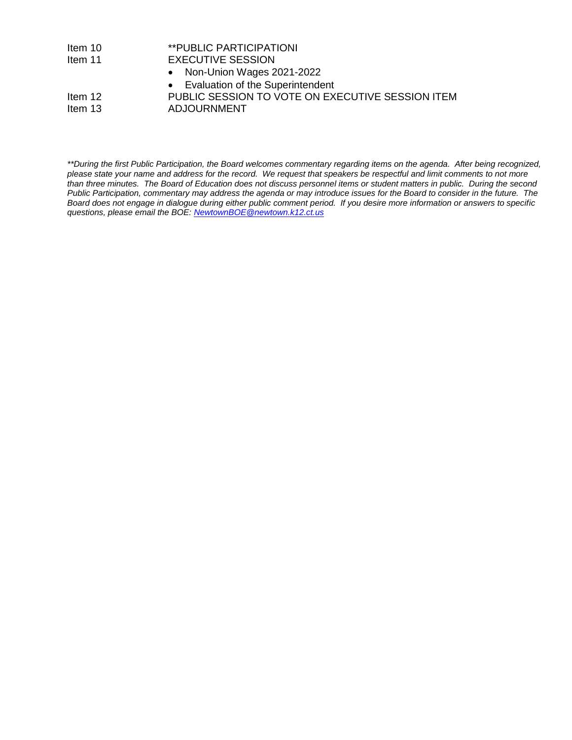Item 10 **PUBLIC PARTICIPATIONI

Item 11 EXECUTIVE SESSION

- Non-Union Wages 2021-2022
- Evaluation of the Superintendent

Item 12 PUBLIC SESSION TO VOTE ON EXECUTIVE SESSION ITEM

Item 13 ADJOURNMENT

*\*\*During the first Public Participation, the Board welcomes commentary regarding items on the agenda. After being recognized, please state your name and address for the record. We request that speakers be respectful and limit comments to not more than three minutes. The Board of Education does not discuss personnel items or student matters in public. During the second Public Participation, commentary may address the agenda or may introduce issues for the Board to consider in the future. The Board does not engage in dialogue during either public comment period. If you desire more information or answers to specific questions, please email the BOE: NewtownBOE@newtown.k12.ct.us*